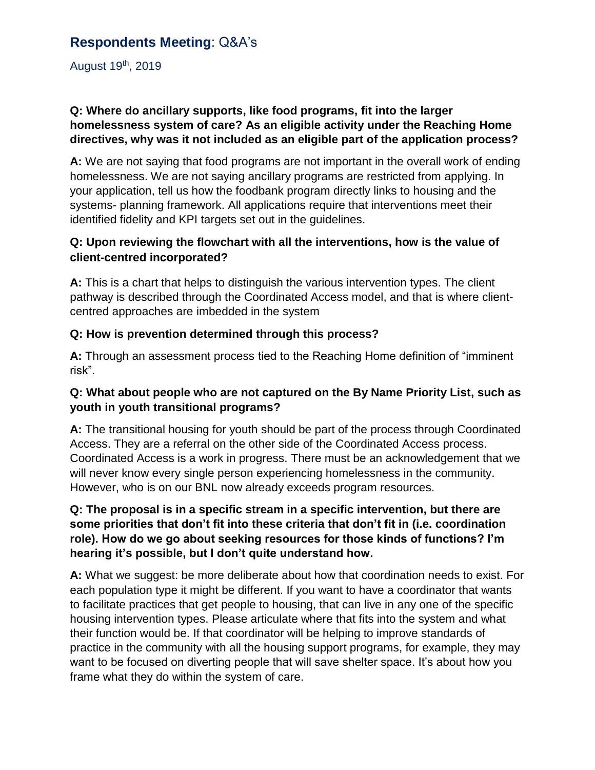# **Respondents Meeting**: Q&A's

August 19th, 2019

**Q: Where do ancillary supports, like food programs, fit into the larger homelessness system of care? As an eligible activity under the Reaching Home directives, why was it not included as an eligible part of the application process?**

**A:** We are not saying that food programs are not important in the overall work of ending homelessness. We are not saying ancillary programs are restricted from applying. In your application, tell us how the foodbank program directly links to housing and the systems- planning framework. All applications require that interventions meet their identified fidelity and KPI targets set out in the guidelines.

**Q: Upon reviewing the flowchart with all the interventions, how is the value of client-centred incorporated?**

**A:** This is a chart that helps to distinguish the various intervention types. The client pathway is described through the Coordinated Access model, and that is where client-centred approaches are imbedded in the system

**Q: How is prevention determined through this process?**

**A:** Through an assessment process tied to the Reaching Home definition of "imminent risk".

**Q: What about people who are not captured on the By Name Priority List, such as youth in youth transitional programs?**

**A:** The transitional housing for youth should be part of the process through Coordinated Access. They are a referral on the other side of the Coordinated Access process. Coordinated Access is a work in progress. There must be an acknowledgement that we will never know every single person experiencing homelessness in the community. However, who is on our BNL now already exceeds program resources.

**Q: The proposal is in a specific stream in a specific intervention, but there are some priorities that don't fit into these criteria that don't fit in (i.e. coordination role). How do we go about seeking resources for those kinds of functions? I'm hearing it's possible, but I don't quite understand how.**

**A:** What we suggest: be more deliberate about how that coordination needs to exist. For each population type it might be different. If you want to have a coordinator that wants to facilitate practices that get people to housing, that can live in any one of the specific housing intervention types. Please articulate where that fits into the system and what their function would be. If that coordinator will be helping to improve standards of practice in the community with all the housing support programs, for example, they may want to be focused on diverting people that will save shelter space. It's about how you frame what they do within the system of care.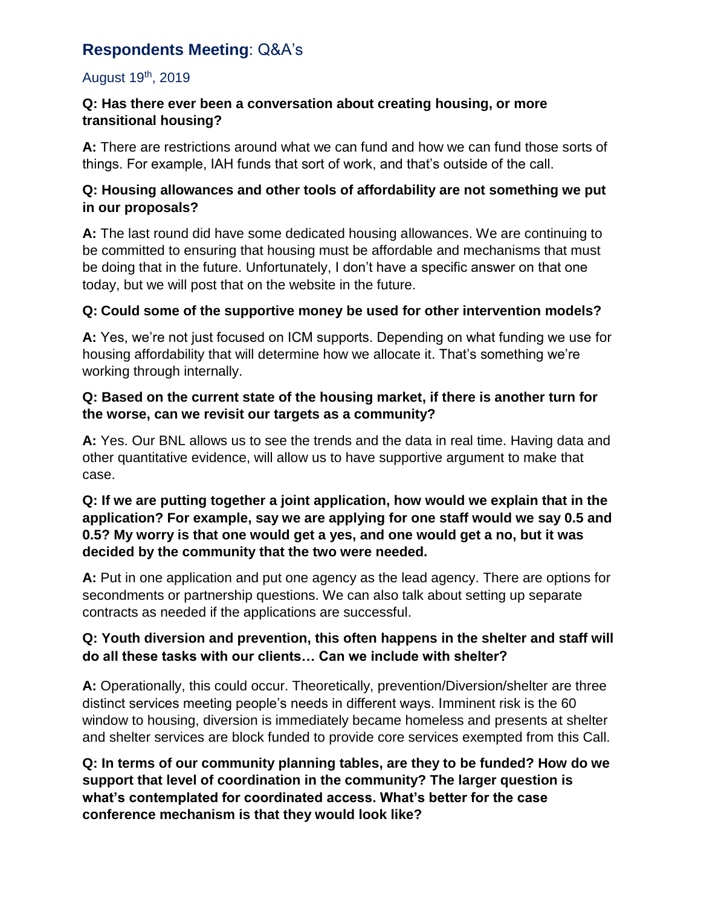## **Respondents Meeting**: Q&A's

August 19th, 2019

**Q: Has there ever been a conversation about creating housing, or more transitional housing?**

**A:** There are restrictions around what we can fund and how we can fund those sorts of things. For example, IAH funds that sort of work, and that's outside of the call.

**Q: Housing allowances and other tools of affordability are not something we put in our proposals?**

**A:** The last round did have some dedicated housing allowances. We are continuing to be committed to ensuring that housing must be affordable and mechanisms that must be doing that in the future. Unfortunately, I don't have a specific answer on that one today, but we will post that on the website in the future.

**Q: Could some of the supportive money be used for other intervention models?**

**A:** Yes, we're not just focused on ICM supports. Depending on what funding we use for housing affordability that will determine how we allocate it. That's something we're working through internally.

**Q: Based on the current state of the housing market, if there is another turn for the worse, can we revisit our targets as a community?**

**A:** Yes. Our BNL allows us to see the trends and the data in real time. Having data and other quantitative evidence, will allow us to have supportive argument to make that case.

**Q: If we are putting together a joint application, how would we explain that in the application? For example, say we are applying for one staff would we say 0.5 and 0.5? My worry is that one would get a yes, and one would get a no, but it was decided by the community that the two were needed.**

**A:** Put in one application and put one agency as the lead agency. There are options for secondments or partnership questions. We can also talk about setting up separate contracts as needed if the applications are successful.

**Q: Youth diversion and prevention, this often happens in the shelter and staff will do all these tasks with our clients… Can we include with shelter?**

**A:** Operationally, this could occur. Theoretically, prevention/Diversion/shelter are three distinct services meeting people's needs in different ways. Imminent risk is the 60 window to housing, diversion is immediately became homeless and presents at shelter and shelter services are block funded to provide core services exempted from this Call.

**Q: In terms of our community planning tables, are they to be funded? How do we support that level of coordination in the community? The larger question is what's contemplated for coordinated access. What's better for the case conference mechanism is that they would look like?**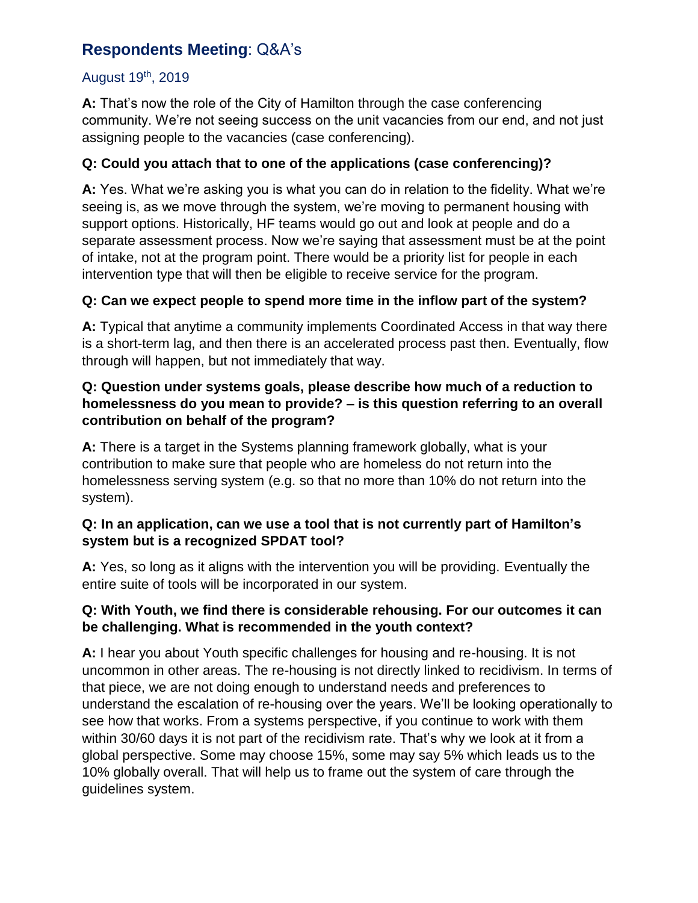## **Respondents Meeting**: Q&A's

August 19th, 2019

**A:** That's now the role of the City of Hamilton through the case conferencing community. We're not seeing success on the unit vacancies from our end, and not just assigning people to the vacancies (case conferencing).

**Q: Could you attach that to one of the applications (case conferencing)?**

**A:** Yes. What we're asking you is what you can do in relation to the fidelity. What we're seeing is, as we move through the system, we're moving to permanent housing with support options. Historically, HF teams would go out and look at people and do a separate assessment process. Now we're saying that assessment must be at the point of intake, not at the program point. There would be a priority list for people in each intervention type that will then be eligible to receive service for the program.

**Q: Can we expect people to spend more time in the inflow part of the system?**

**A:** Typical that anytime a community implements Coordinated Access in that way there is a short-term lag, and then there is an accelerated process past then. Eventually, flow through will happen, but not immediately that way.

**Q: Question under systems goals, please describe how much of a reduction to homelessness do you mean to provide? – is this question referring to an overall contribution on behalf of the program?**

**A:** There is a target in the Systems planning framework globally, what is your contribution to make sure that people who are homeless do not return into the homelessness serving system (e.g. so that no more than 10% do not return into the system).

**Q: In an application, can we use a tool that is not currently part of Hamilton's system but is a recognized SPDAT tool?**

**A:** Yes, so long as it aligns with the intervention you will be providing. Eventually the entire suite of tools will be incorporated in our system.

**Q: With Youth, we find there is considerable rehousing. For our outcomes it can be challenging. What is recommended in the youth context?**

**A:** I hear you about Youth specific challenges for housing and re-housing. It is not uncommon in other areas. The re-housing is not directly linked to recidivism. In terms of that piece, we are not doing enough to understand needs and preferences to understand the escalation of re-housing over the years. We'll be looking operationally to see how that works. From a systems perspective, if you continue to work with them within 30/60 days it is not part of the recidivism rate. That's why we look at it from a global perspective. Some may choose 15%, some may say 5% which leads us to the 10% globally overall. That will help us to frame out the system of care through the guidelines system.